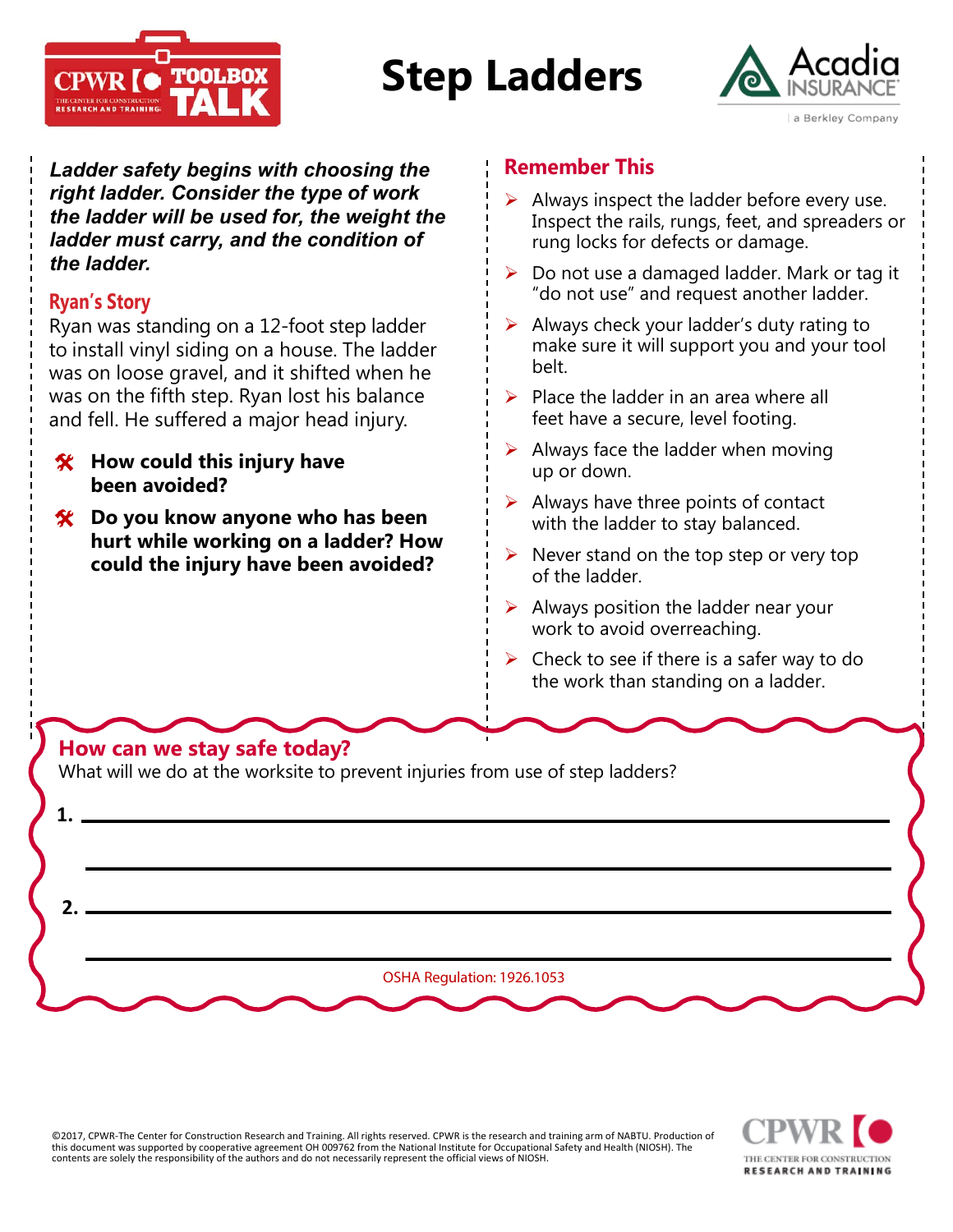# Step Ladders

***Ladder safety begins with choosing the right ladder. Consider the type of work the ladder will be used for, the weight the ladder must carry, and the condition of the ladder.***

## Ryan's Story

Ryan was standing on a 12-foot step ladder to install vinyl siding on a house. The ladder was on loose gravel, and it shifted when he was on the fifth step. Ryan lost his balance and fell. He suffered a major head injury.

- **How could this injury have been avoided?**
- **Do you know anyone who has been hurt while working on a ladder? How could the injury have been avoided?**

## Remember This

- Always inspect the ladder before every use. Inspect the rails, rungs, feet, and spreaders or rung locks for defects or damage.
- Do not use a damaged ladder. Mark or tag it "do not use" and request another ladder.
- Always check your ladder's duty rating to make sure it will support you and your tool belt.
- Place the ladder in an area where all feet have a secure, level footing.
- Always face the ladder when moving up or down.
- Always have three points of contact with the ladder to stay balanced.
- Never stand on the top step or very top of the ladder.
- Always position the ladder near your work to avoid overreaching.
- Check to see if there is a safer way to do the work than standing on a ladder.

## How can we stay safe today?

What will we do at the worksite to prevent injuries from use of step ladders?

1. ______________________________________________

______________________________________________

2. ______________________________________________

______________________________________________

OSHA Regulation: 1926.1053

©2017, CPWR-The Center for Construction Research and Training. All rights reserved. CPWR is the research and training arm of NABTU. Production of this document was supported by cooperative agreement OH 009762 from the National Institute for Occupational Safety and Health (NIOSH). The contents are solely the responsibility of the authors and do not necessarily represent the official views of NIOSH.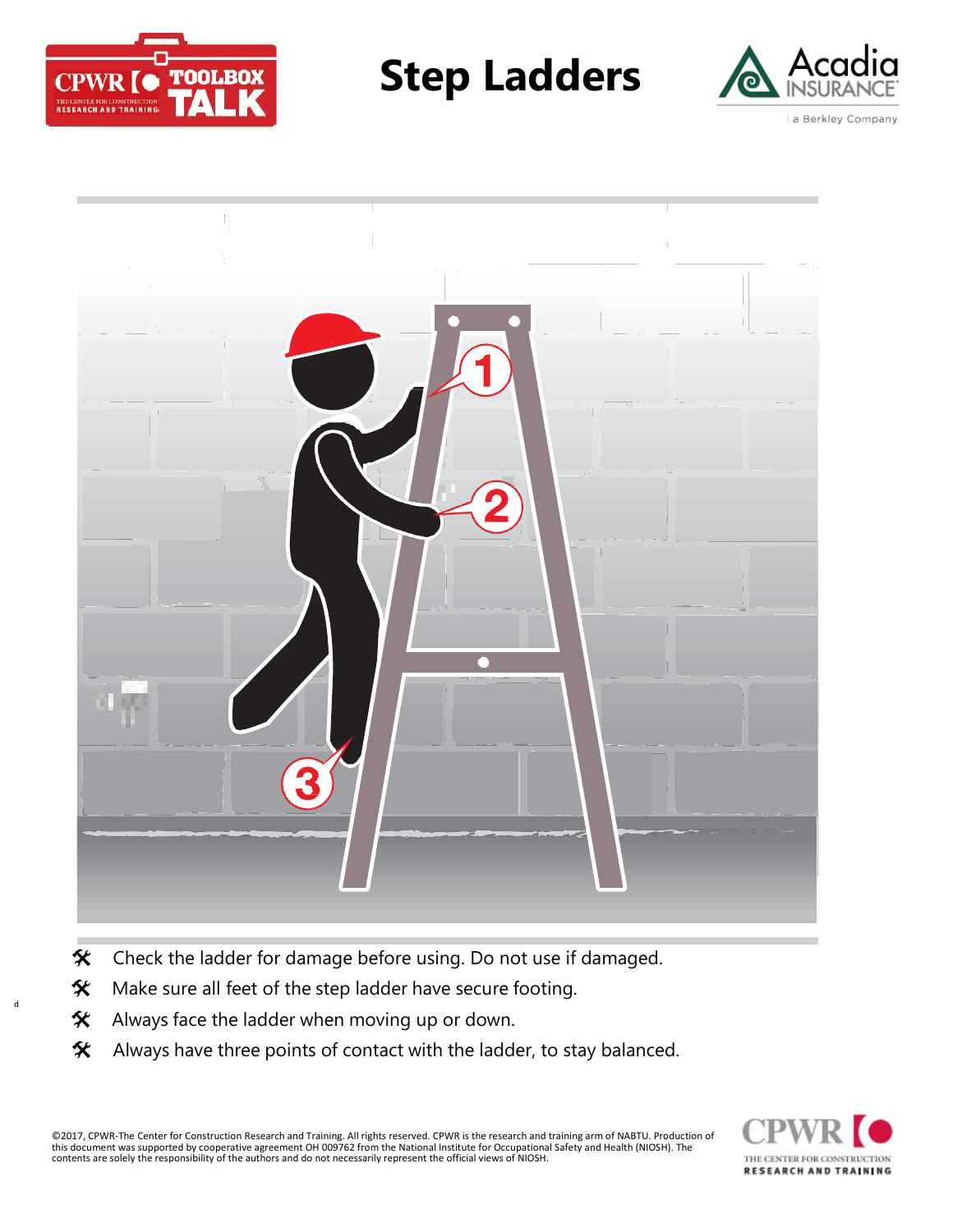# Step Ladders

1

2

3

- Check the ladder for damage before using. Do not use if damaged.
- Make sure all feet of the step ladder have secure footing.
- Always face the ladder when moving up or down.
- Always have three points of contact with the ladder, to stay balanced.

©2017, CPWR-The Center for Construction Research and Training. All rights reserved. CPWR is the research and training arm of NABTU. Production of this document was supported by cooperative agreement OH 009762 from the National Institute for Occupational Safety and Health (NIOSH). The contents are solely the responsibility of the authors and do not necessarily represent the official views of NIOSH.